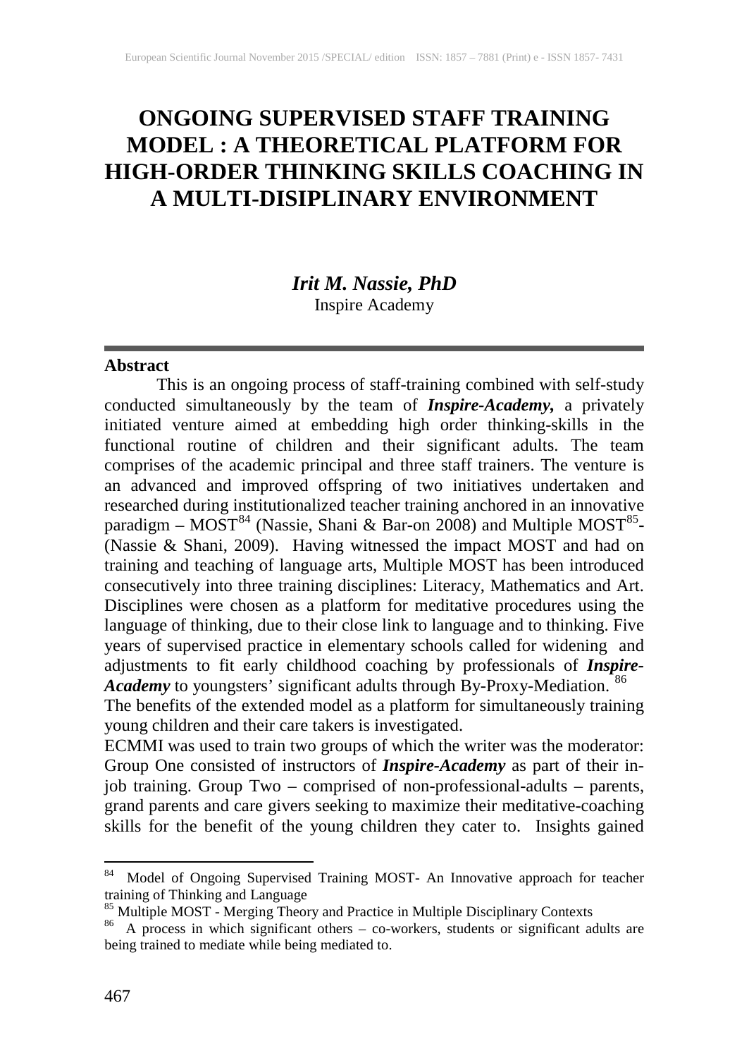# ONGOING SUPERVISED STAFF TRAINING MODEL : A THEORETICAL PLATFORM FOR HIGH-ORDER THINKING SKILLS COACHING IN A MULTI-DISIPLINARY ENVIRONMENT

***Irit M. Nassie, PhD***
Inspire Academy

## Abstract

This is an ongoing process of staff-training combined with self-study conducted simultaneously by the team of ***Inspire-Academy,*** a privately initiated venture aimed at embedding high order thinking-skills in the functional routine of children and their significant adults. The team comprises of the academic principal and three staff trainers. The venture is an advanced and improved offspring of two initiatives undertaken and researched during institutionalized teacher training anchored in an innovative paradigm – MOST[84] (Nassie, Shani & Bar-on 2008) and Multiple MOST[85]- (Nassie & Shani, 2009). Having witnessed the impact MOST and had on training and teaching of language arts, Multiple MOST has been introduced consecutively into three training disciplines: Literacy, Mathematics and Art. Disciplines were chosen as a platform for meditative procedures using the language of thinking, due to their close link to language and to thinking. Five years of supervised practice in elementary schools called for widening and adjustments to fit early childhood coaching by professionals of ***Inspire-Academy*** to youngsters' significant adults through By-Proxy-Mediation. [86]

The benefits of the extended model as a platform for simultaneously training young children and their care takers is investigated.

ECMMI was used to train two groups of which the writer was the moderator: Group One consisted of instructors of ***Inspire-Academy*** as part of their in-job training. Group Two – comprised of non-professional-adults – parents, grand parents and care givers seeking to maximize their meditative-coaching skills for the benefit of the young children they cater to. Insights gained

---

[84] Model of Ongoing Supervised Training MOST- An Innovative approach for teacher training of Thinking and Language

[85] Multiple MOST - Merging Theory and Practice in Multiple Disciplinary Contexts

[86] A process in which significant others – co-workers, students or significant adults are being trained to mediate while being mediated to.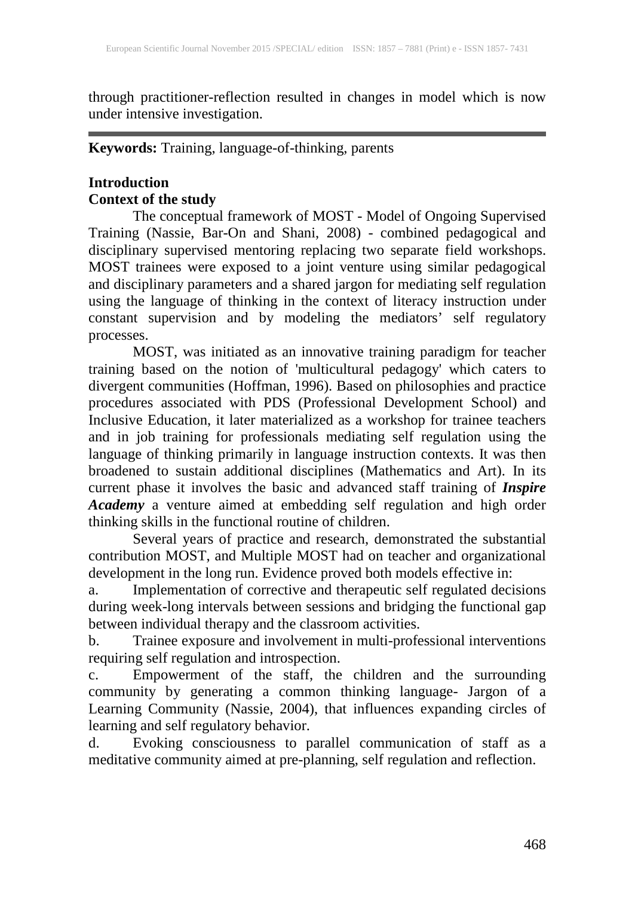through practitioner-reflection resulted in changes in model which is now under intensive investigation.

---

**Keywords:** Training, language-of-thinking, parents

## Introduction

### Context of the study

The conceptual framework of MOST - Model of Ongoing Supervised Training (Nassie, Bar-On and Shani, 2008) - combined pedagogical and disciplinary supervised mentoring replacing two separate field workshops. MOST trainees were exposed to a joint venture using similar pedagogical and disciplinary parameters and a shared jargon for mediating self regulation using the language of thinking in the context of literacy instruction under constant supervision and by modeling the mediators' self regulatory processes.

MOST, was initiated as an innovative training paradigm for teacher training based on the notion of 'multicultural pedagogy' which caters to divergent communities (Hoffman, 1996). Based on philosophies and practice procedures associated with PDS (Professional Development School) and Inclusive Education, it later materialized as a workshop for trainee teachers and in job training for professionals mediating self regulation using the language of thinking primarily in language instruction contexts. It was then broadened to sustain additional disciplines (Mathematics and Art). In its current phase it involves the basic and advanced staff training of ***Inspire Academy*** a venture aimed at embedding self regulation and high order thinking skills in the functional routine of children.

Several years of practice and research, demonstrated the substantial contribution MOST, and Multiple MOST had on teacher and organizational development in the long run. Evidence proved both models effective in:

a. Implementation of corrective and therapeutic self regulated decisions during week-long intervals between sessions and bridging the functional gap between individual therapy and the classroom activities.

b. Trainee exposure and involvement in multi-professional interventions requiring self regulation and introspection.

c. Empowerment of the staff, the children and the surrounding community by generating a common thinking language- Jargon of a Learning Community (Nassie, 2004), that influences expanding circles of learning and self regulatory behavior.

d. Evoking consciousness to parallel communication of staff as a meditative community aimed at pre-planning, self regulation and reflection.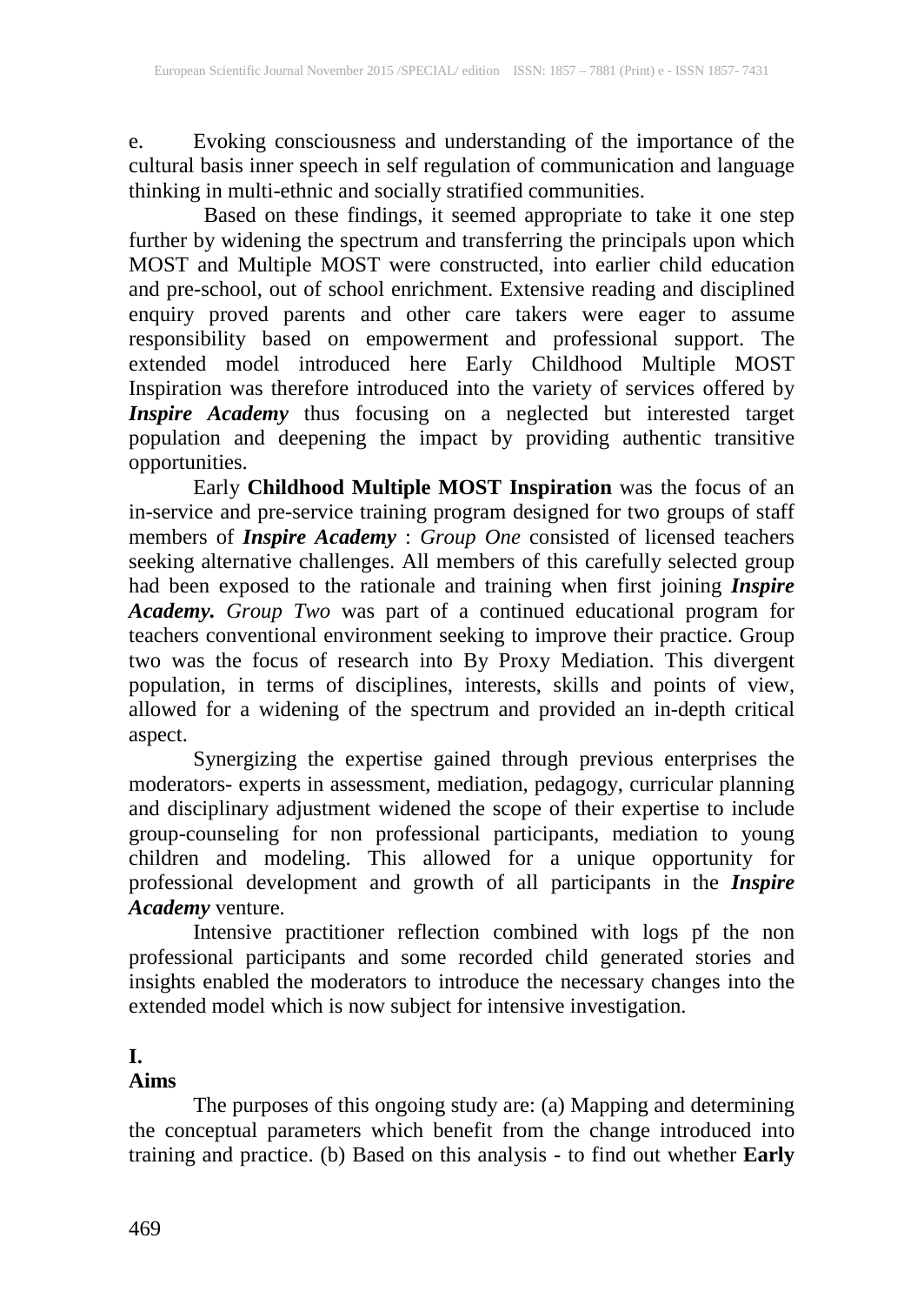e. Evoking consciousness and understanding of the importance of the cultural basis inner speech in self regulation of communication and language thinking in multi-ethnic and socially stratified communities.

Based on these findings, it seemed appropriate to take it one step further by widening the spectrum and transferring the principals upon which MOST and Multiple MOST were constructed, into earlier child education and pre-school, out of school enrichment. Extensive reading and disciplined enquiry proved parents and other care takers were eager to assume responsibility based on empowerment and professional support. The extended model introduced here Early Childhood Multiple MOST Inspiration was therefore introduced into the variety of services offered by ***Inspire Academy*** thus focusing on a neglected but interested target population and deepening the impact by providing authentic transitive opportunities.

Early **Childhood Multiple MOST Inspiration** was the focus of an in-service and pre-service training program designed for two groups of staff members of ***Inspire Academy*** : *Group One* consisted of licensed teachers seeking alternative challenges. All members of this carefully selected group had been exposed to the rationale and training when first joining ***Inspire Academy.*** *Group Two* was part of a continued educational program for teachers conventional environment seeking to improve their practice. Group two was the focus of research into By Proxy Mediation. This divergent population, in terms of disciplines, interests, skills and points of view, allowed for a widening of the spectrum and provided an in-depth critical aspect.

Synergizing the expertise gained through previous enterprises the moderators- experts in assessment, mediation, pedagogy, curricular planning and disciplinary adjustment widened the scope of their expertise to include group-counseling for non professional participants, mediation to young children and modeling. This allowed for a unique opportunity for professional development and growth of all participants in the ***Inspire Academy*** venture.

Intensive practitioner reflection combined with logs pf the non professional participants and some recorded child generated stories and insights enabled the moderators to introduce the necessary changes into the extended model which is now subject for intensive investigation.

## I. Aims

The purposes of this ongoing study are: (a) Mapping and determining the conceptual parameters which benefit from the change introduced into training and practice. (b) Based on this analysis - to find out whether **Early**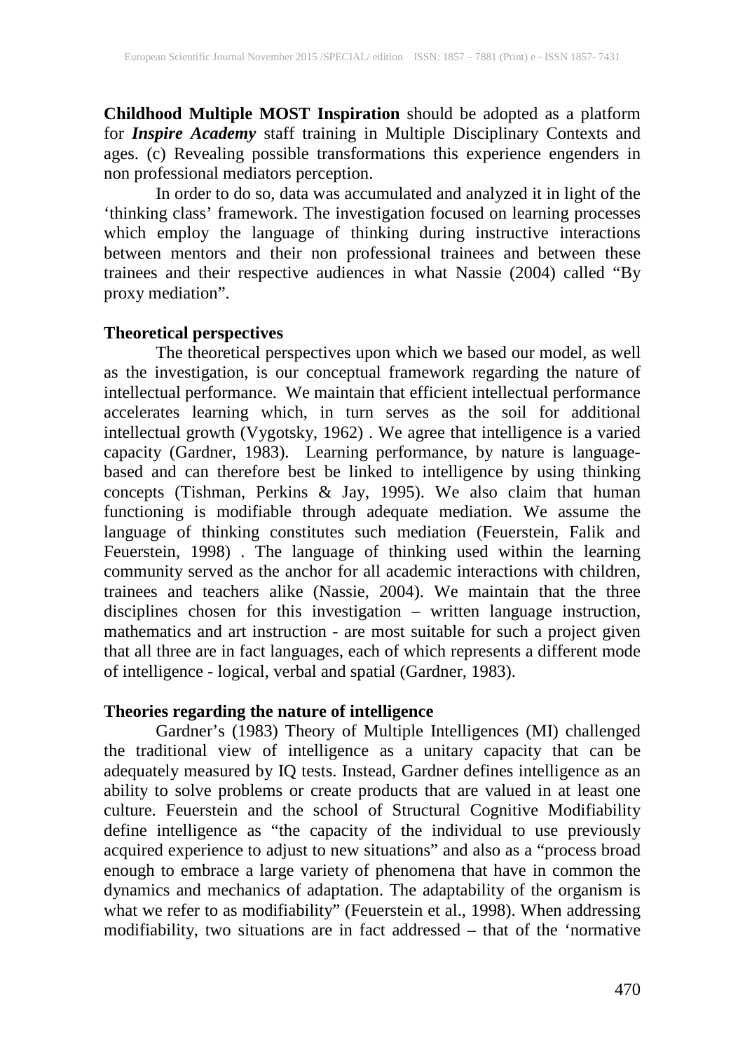**Childhood Multiple MOST Inspiration** should be adopted as a platform for ***Inspire Academy*** staff training in Multiple Disciplinary Contexts and ages. (c) Revealing possible transformations this experience engenders in non professional mediators perception.

In order to do so, data was accumulated and analyzed it in light of the 'thinking class' framework. The investigation focused on learning processes which employ the language of thinking during instructive interactions between mentors and their non professional trainees and between these trainees and their respective audiences in what Nassie (2004) called "By proxy mediation".

**Theoretical perspectives**

The theoretical perspectives upon which we based our model, as well as the investigation, is our conceptual framework regarding the nature of intellectual performance. We maintain that efficient intellectual performance accelerates learning which, in turn serves as the soil for additional intellectual growth (Vygotsky, 1962) . We agree that intelligence is a varied capacity (Gardner, 1983). Learning performance, by nature is language-based and can therefore best be linked to intelligence by using thinking concepts (Tishman, Perkins & Jay, 1995). We also claim that human functioning is modifiable through adequate mediation. We assume the language of thinking constitutes such mediation (Feuerstein, Falik and Feuerstein, 1998) . The language of thinking used within the learning community served as the anchor for all academic interactions with children, trainees and teachers alike (Nassie, 2004). We maintain that the three disciplines chosen for this investigation – written language instruction, mathematics and art instruction - are most suitable for such a project given that all three are in fact languages, each of which represents a different mode of intelligence - logical, verbal and spatial (Gardner, 1983).

**Theories regarding the nature of intelligence**

Gardner's (1983) Theory of Multiple Intelligences (MI) challenged the traditional view of intelligence as a unitary capacity that can be adequately measured by IQ tests. Instead, Gardner defines intelligence as an ability to solve problems or create products that are valued in at least one culture. Feuerstein and the school of Structural Cognitive Modifiability define intelligence as "the capacity of the individual to use previously acquired experience to adjust to new situations" and also as a "process broad enough to embrace a large variety of phenomena that have in common the dynamics and mechanics of adaptation. The adaptability of the organism is what we refer to as modifiability" (Feuerstein et al., 1998). When addressing modifiability, two situations are in fact addressed – that of the 'normative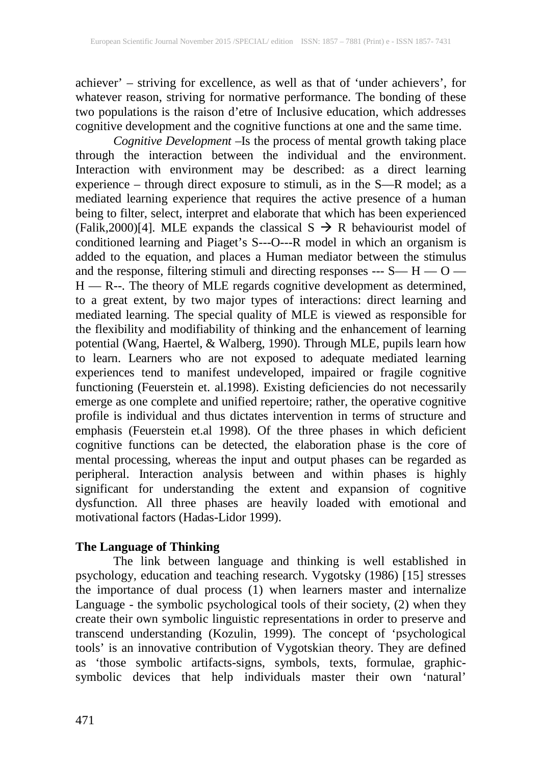achiever' – striving for excellence, as well as that of 'under achievers', for whatever reason, striving for normative performance. The bonding of these two populations is the raison d'etre of Inclusive education, which addresses cognitive development and the cognitive functions at one and the same time.

*Cognitive Development* –Is the process of mental growth taking place through the interaction between the individual and the environment. Interaction with environment may be described: as a direct learning experience – through direct exposure to stimuli, as in the S—R model; as a mediated learning experience that requires the active presence of a human being to filter, select, interpret and elaborate that which has been experienced (Falik,2000)[4]. MLE expands the classical S → R behaviourist model of conditioned learning and Piaget's S---O---R model in which an organism is added to the equation, and places a Human mediator between the stimulus and the response, filtering stimuli and directing responses --- S— H — O — H — R--. The theory of MLE regards cognitive development as determined, to a great extent, by two major types of interactions: direct learning and mediated learning. The special quality of MLE is viewed as responsible for the flexibility and modifiability of thinking and the enhancement of learning potential (Wang, Haertel, & Walberg, 1990). Through MLE, pupils learn how to learn. Learners who are not exposed to adequate mediated learning experiences tend to manifest undeveloped, impaired or fragile cognitive functioning (Feuerstein et. al.1998). Existing deficiencies do not necessarily emerge as one complete and unified repertoire; rather, the operative cognitive profile is individual and thus dictates intervention in terms of structure and emphasis (Feuerstein et.al 1998). Of the three phases in which deficient cognitive functions can be detected, the elaboration phase is the core of mental processing, whereas the input and output phases can be regarded as peripheral. Interaction analysis between and within phases is highly significant for understanding the extent and expansion of cognitive dysfunction. All three phases are heavily loaded with emotional and motivational factors (Hadas-Lidor 1999).

## The Language of Thinking

The link between language and thinking is well established in psychology, education and teaching research. Vygotsky (1986) [15] stresses the importance of dual process (1) when learners master and internalize Language - the symbolic psychological tools of their society, (2) when they create their own symbolic linguistic representations in order to preserve and transcend understanding (Kozulin, 1999). The concept of 'psychological tools' is an innovative contribution of Vygotskian theory. They are defined as 'those symbolic artifacts-signs, symbols, texts, formulae, graphic-symbolic devices that help individuals master their own 'natural'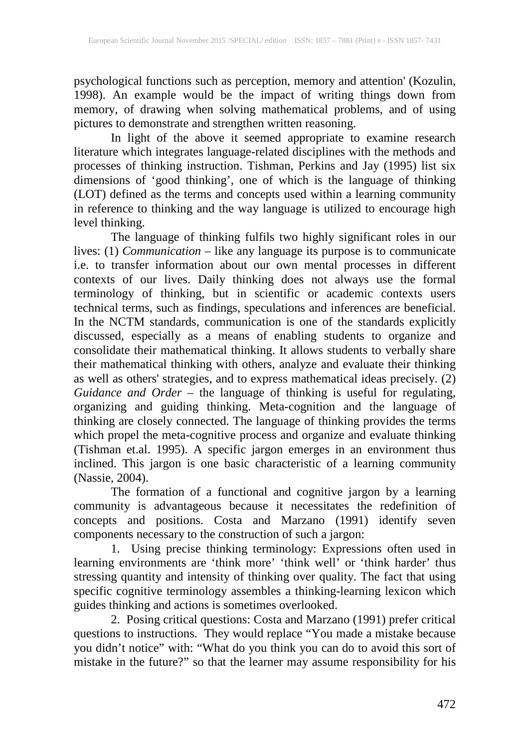psychological functions such as perception, memory and attention' (Kozulin, 1998). An example would be the impact of writing things down from memory, of drawing when solving mathematical problems, and of using pictures to demonstrate and strengthen written reasoning.

In light of the above it seemed appropriate to examine research literature which integrates language-related disciplines with the methods and processes of thinking instruction. Tishman, Perkins and Jay (1995) list six dimensions of 'good thinking', one of which is the language of thinking (LOT) defined as the terms and concepts used within a learning community in reference to thinking and the way language is utilized to encourage high level thinking.

The language of thinking fulfils two highly significant roles in our lives: (1) *Communication* – like any language its purpose is to communicate i.e. to transfer information about our own mental processes in different contexts of our lives. Daily thinking does not always use the formal terminology of thinking, but in scientific or academic contexts users technical terms, such as findings, speculations and inferences are beneficial. In the NCTM standards, communication is one of the standards explicitly discussed, especially as a means of enabling students to organize and consolidate their mathematical thinking. It allows students to verbally share their mathematical thinking with others, analyze and evaluate their thinking as well as others' strategies, and to express mathematical ideas precisely. (2) *Guidance and Order* – the language of thinking is useful for regulating, organizing and guiding thinking. Meta-cognition and the language of thinking are closely connected. The language of thinking provides the terms which propel the meta-cognitive process and organize and evaluate thinking (Tishman et.al. 1995). A specific jargon emerges in an environment thus inclined. This jargon is one basic characteristic of a learning community (Nassie, 2004).

The formation of a functional and cognitive jargon by a learning community is advantageous because it necessitates the redefinition of concepts and positions. Costa and Marzano (1991) identify seven components necessary to the construction of such a jargon:

1. Using precise thinking terminology: Expressions often used in learning environments are 'think more' 'think well' or 'think harder' thus stressing quantity and intensity of thinking over quality. The fact that using specific cognitive terminology assembles a thinking-learning lexicon which guides thinking and actions is sometimes overlooked.

2. Posing critical questions: Costa and Marzano (1991) prefer critical questions to instructions. They would replace "You made a mistake because you didn't notice" with: "What do you think you can do to avoid this sort of mistake in the future?" so that the learner may assume responsibility for his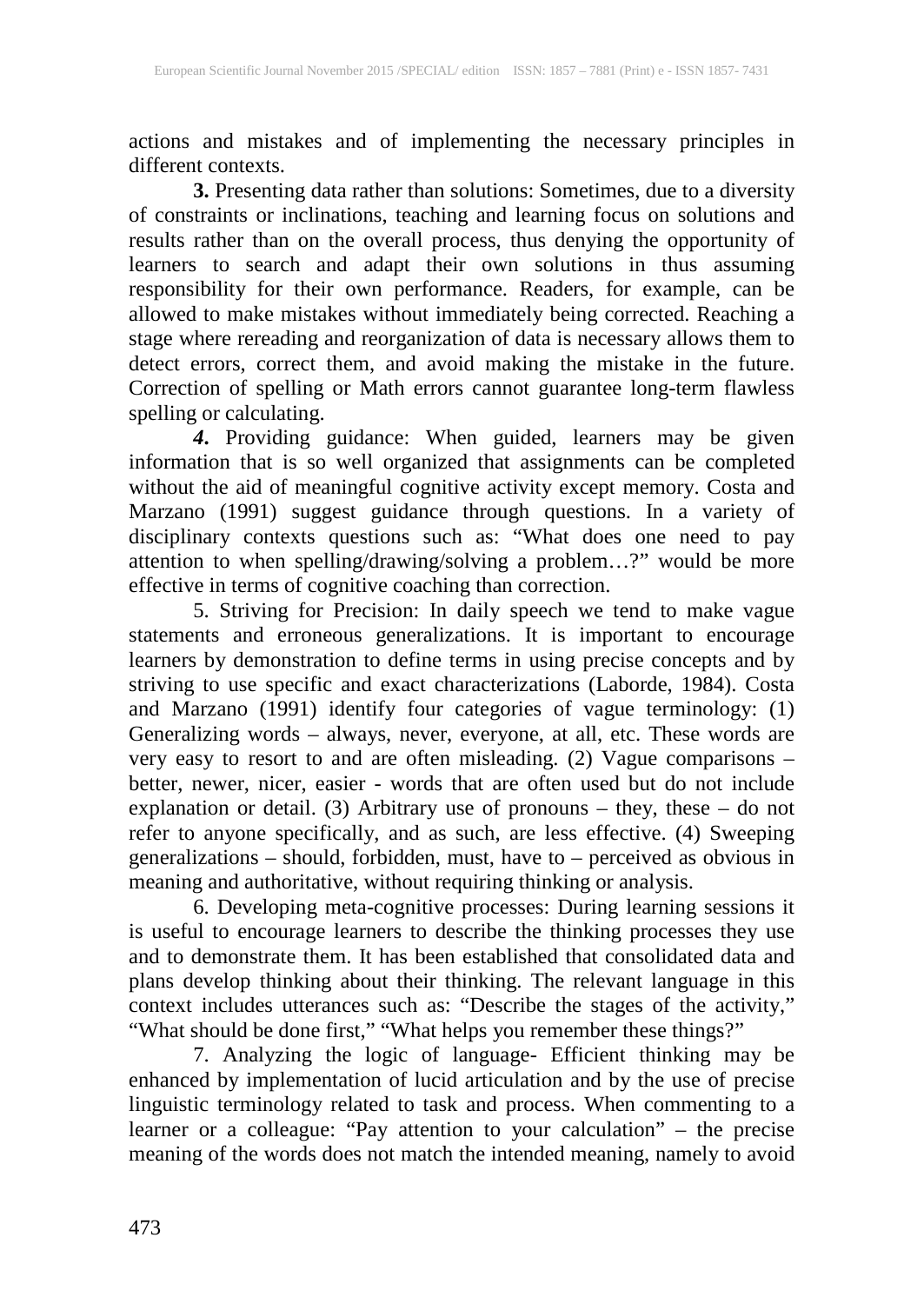actions and mistakes and of implementing the necessary principles in different contexts.

**3.** Presenting data rather than solutions: Sometimes, due to a diversity of constraints or inclinations, teaching and learning focus on solutions and results rather than on the overall process, thus denying the opportunity of learners to search and adapt their own solutions in thus assuming responsibility for their own performance. Readers, for example, can be allowed to make mistakes without immediately being corrected. Reaching a stage where rereading and reorganization of data is necessary allows them to detect errors, correct them, and avoid making the mistake in the future. Correction of spelling or Math errors cannot guarantee long-term flawless spelling or calculating.

***4.*** Providing guidance: When guided, learners may be given information that is so well organized that assignments can be completed without the aid of meaningful cognitive activity except memory. Costa and Marzano (1991) suggest guidance through questions. In a variety of disciplinary contexts questions such as: "What does one need to pay attention to when spelling/drawing/solving a problem…?" would be more effective in terms of cognitive coaching than correction.

5. Striving for Precision: In daily speech we tend to make vague statements and erroneous generalizations. It is important to encourage learners by demonstration to define terms in using precise concepts and by striving to use specific and exact characterizations (Laborde, 1984). Costa and Marzano (1991) identify four categories of vague terminology: (1) Generalizing words – always, never, everyone, at all, etc. These words are very easy to resort to and are often misleading. (2) Vague comparisons – better, newer, nicer, easier - words that are often used but do not include explanation or detail. (3) Arbitrary use of pronouns – they, these – do not refer to anyone specifically, and as such, are less effective. (4) Sweeping generalizations – should, forbidden, must, have to – perceived as obvious in meaning and authoritative, without requiring thinking or analysis.

6. Developing meta-cognitive processes: During learning sessions it is useful to encourage learners to describe the thinking processes they use and to demonstrate them. It has been established that consolidated data and plans develop thinking about their thinking. The relevant language in this context includes utterances such as: "Describe the stages of the activity," "What should be done first," "What helps you remember these things?"

7. Analyzing the logic of language- Efficient thinking may be enhanced by implementation of lucid articulation and by the use of precise linguistic terminology related to task and process. When commenting to a learner or a colleague: "Pay attention to your calculation" – the precise meaning of the words does not match the intended meaning, namely to avoid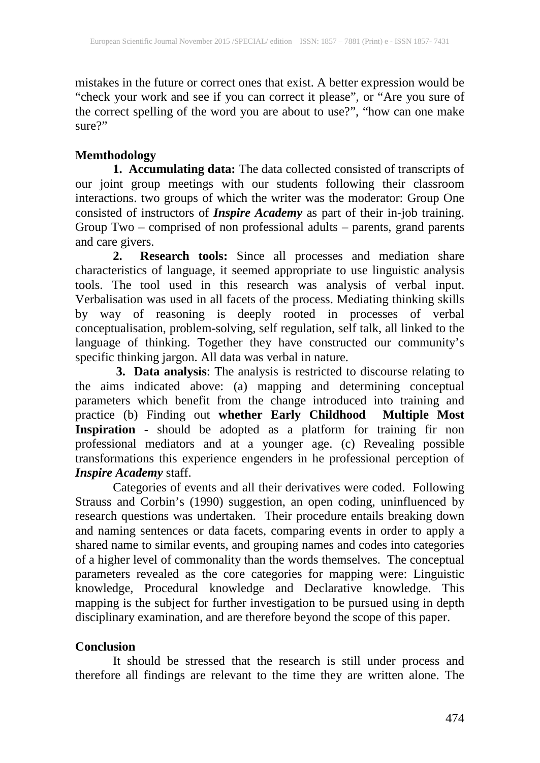mistakes in the future or correct ones that exist. A better expression would be "check your work and see if you can correct it please", or "Are you sure of the correct spelling of the word you are about to use?", "how can one make sure?"

**Memthodology**

1. **Accumulating data:** The data collected consisted of transcripts of our joint group meetings with our students following their classroom interactions. two groups of which the writer was the moderator: Group One consisted of instructors of ***Inspire Academy*** as part of their in-job training. Group Two – comprised of non professional adults – parents, grand parents and care givers.

2. **Research tools:** Since all processes and mediation share characteristics of language, it seemed appropriate to use linguistic analysis tools. The tool used in this research was analysis of verbal input. Verbalisation was used in all facets of the process. Mediating thinking skills by way of reasoning is deeply rooted in processes of verbal conceptualisation, problem-solving, self regulation, self talk, all linked to the language of thinking. Together they have constructed our community's specific thinking jargon. All data was verbal in nature.

3. **Data analysis**: The analysis is restricted to discourse relating to the aims indicated above: (a) mapping and determining conceptual parameters which benefit from the change introduced into training and practice (b) Finding out **whether Early Childhood Multiple Most Inspiration** - should be adopted as a platform for training fir non professional mediators and at a younger age. (c) Revealing possible transformations this experience engenders in he professional perception of ***Inspire Academy*** staff.

Categories of events and all their derivatives were coded. Following Strauss and Corbin's (1990) suggestion, an open coding, uninfluenced by research questions was undertaken. Their procedure entails breaking down and naming sentences or data facets, comparing events in order to apply a shared name to similar events, and grouping names and codes into categories of a higher level of commonality than the words themselves. The conceptual parameters revealed as the core categories for mapping were: Linguistic knowledge, Procedural knowledge and Declarative knowledge. This mapping is the subject for further investigation to be pursued using in depth disciplinary examination, and are therefore beyond the scope of this paper.

**Conclusion**

It should be stressed that the research is still under process and therefore all findings are relevant to the time they are written alone. The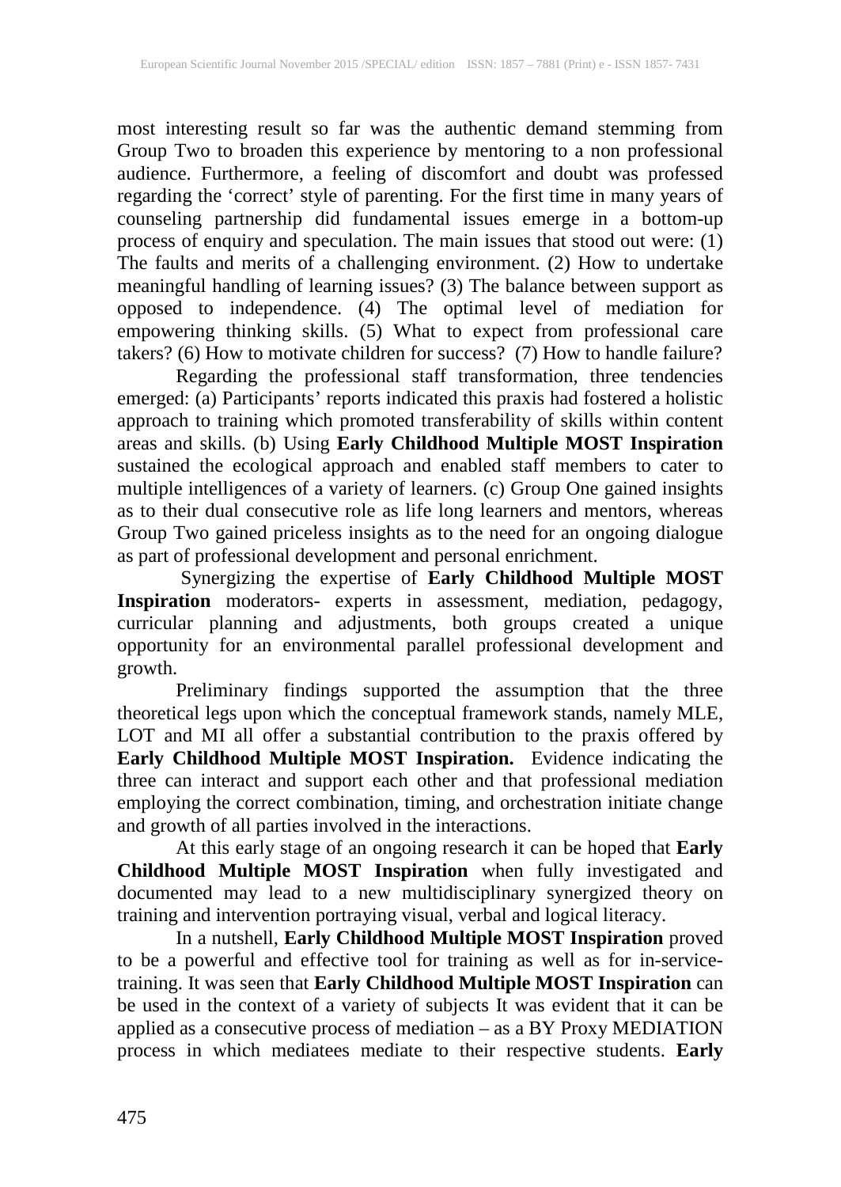most interesting result so far was the authentic demand stemming from Group Two to broaden this experience by mentoring to a non professional audience. Furthermore, a feeling of discomfort and doubt was professed regarding the 'correct' style of parenting. For the first time in many years of counseling partnership did fundamental issues emerge in a bottom-up process of enquiry and speculation. The main issues that stood out were: (1) The faults and merits of a challenging environment. (2) How to undertake meaningful handling of learning issues? (3) The balance between support as opposed to independence. (4) The optimal level of mediation for empowering thinking skills. (5) What to expect from professional care takers? (6) How to motivate children for success? (7) How to handle failure?

Regarding the professional staff transformation, three tendencies emerged: (a) Participants' reports indicated this praxis had fostered a holistic approach to training which promoted transferability of skills within content areas and skills. (b) Using **Early Childhood Multiple MOST Inspiration** sustained the ecological approach and enabled staff members to cater to multiple intelligences of a variety of learners. (c) Group One gained insights as to their dual consecutive role as life long learners and mentors, whereas Group Two gained priceless insights as to the need for an ongoing dialogue as part of professional development and personal enrichment.

Synergizing the expertise of **Early Childhood Multiple MOST Inspiration** moderators- experts in assessment, mediation, pedagogy, curricular planning and adjustments, both groups created a unique opportunity for an environmental parallel professional development and growth.

Preliminary findings supported the assumption that the three theoretical legs upon which the conceptual framework stands, namely MLE, LOT and MI all offer a substantial contribution to the praxis offered by **Early Childhood Multiple MOST Inspiration.** Evidence indicating the three can interact and support each other and that professional mediation employing the correct combination, timing, and orchestration initiate change and growth of all parties involved in the interactions.

At this early stage of an ongoing research it can be hoped that **Early Childhood Multiple MOST Inspiration** when fully investigated and documented may lead to a new multidisciplinary synergized theory on training and intervention portraying visual, verbal and logical literacy.

In a nutshell, **Early Childhood Multiple MOST Inspiration** proved to be a powerful and effective tool for training as well as for in-service-training. It was seen that **Early Childhood Multiple MOST Inspiration** can be used in the context of a variety of subjects It was evident that it can be applied as a consecutive process of mediation – as a BY Proxy MEDIATION process in which mediatees mediate to their respective students. **Early**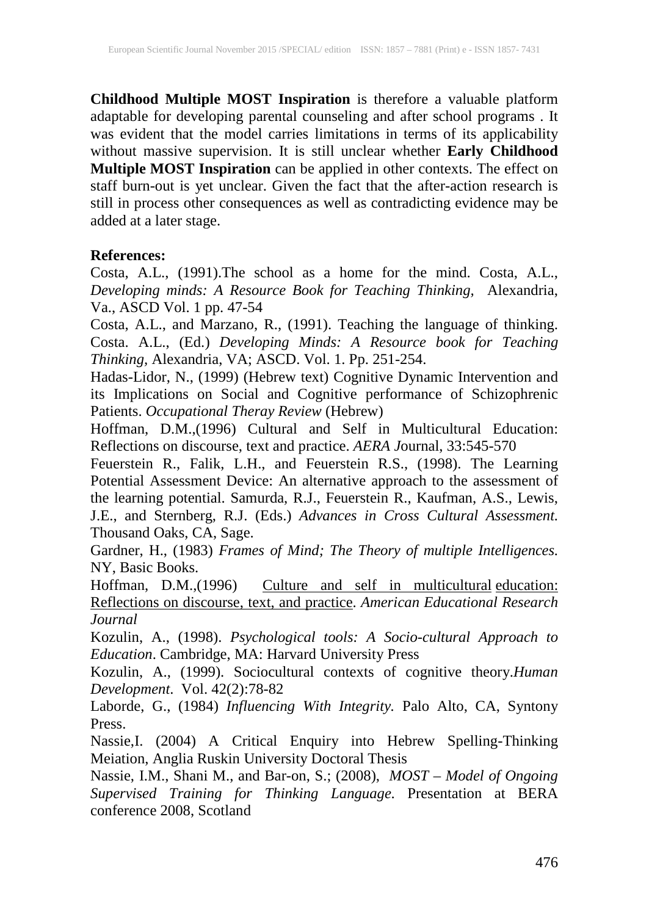**Childhood Multiple MOST Inspiration** is therefore a valuable platform adaptable for developing parental counseling and after school programs . It was evident that the model carries limitations in terms of its applicability without massive supervision. It is still unclear whether **Early Childhood Multiple MOST Inspiration** can be applied in other contexts. The effect on staff burn-out is yet unclear. Given the fact that the after-action research is still in process other consequences as well as contradicting evidence may be added at a later stage.

**References:**

Costa, A.L., (1991).The school as a home for the mind. Costa, A.L., *Developing minds: A Resource Book for Teaching Thinking,* Alexandria, Va., ASCD Vol. 1 pp. 47-54

Costa, A.L., and Marzano, R., (1991). Teaching the language of thinking. Costa. A.L., (Ed.) *Developing Minds: A Resource book for Teaching Thinking,* Alexandria, VA; ASCD. Vol. 1. Pp. 251-254.

Hadas-Lidor, N., (1999) (Hebrew text) Cognitive Dynamic Intervention and its Implications on Social and Cognitive performance of Schizophrenic Patients. *Occupational Theray Review* (Hebrew)

Hoffman, D.M.,(1996) Cultural and Self in Multicultural Education: Reflections on discourse, text and practice. *AERA J*ournal, 33:545-570

Feuerstein R., Falik, L.H., and Feuerstein R.S., (1998). The Learning Potential Assessment Device: An alternative approach to the assessment of the learning potential. Samurda, R.J., Feuerstein R., Kaufman, A.S., Lewis, J.E., and Sternberg, R.J. (Eds.) *Advances in Cross Cultural Assessment.* Thousand Oaks, CA, Sage.

Gardner, H., (1983) *Frames of Mind; The Theory of multiple Intelligences.* NY, Basic Books.

Hoffman, D.M.,(1996) Culture and self in multicultural education: Reflections on discourse, text, and practice. *American Educational Research Journal*

Kozulin, A., (1998). *Psychological tools: A Socio-cultural Approach to Education*. Cambridge, MA: Harvard University Press

Kozulin, A., (1999). Sociocultural contexts of cognitive theory.*Human Development*. Vol. 42(2):78-82

Laborde, G., (1984) *Influencing With Integrity.* Palo Alto, CA, Syntony Press.

Nassie,I. (2004) A Critical Enquiry into Hebrew Spelling-Thinking Meiation, Anglia Ruskin University Doctoral Thesis

Nassie, I.M., Shani M., and Bar-on, S.; (2008), *MOST – Model of Ongoing Supervised Training for Thinking Language*. Presentation at BERA conference 2008, Scotland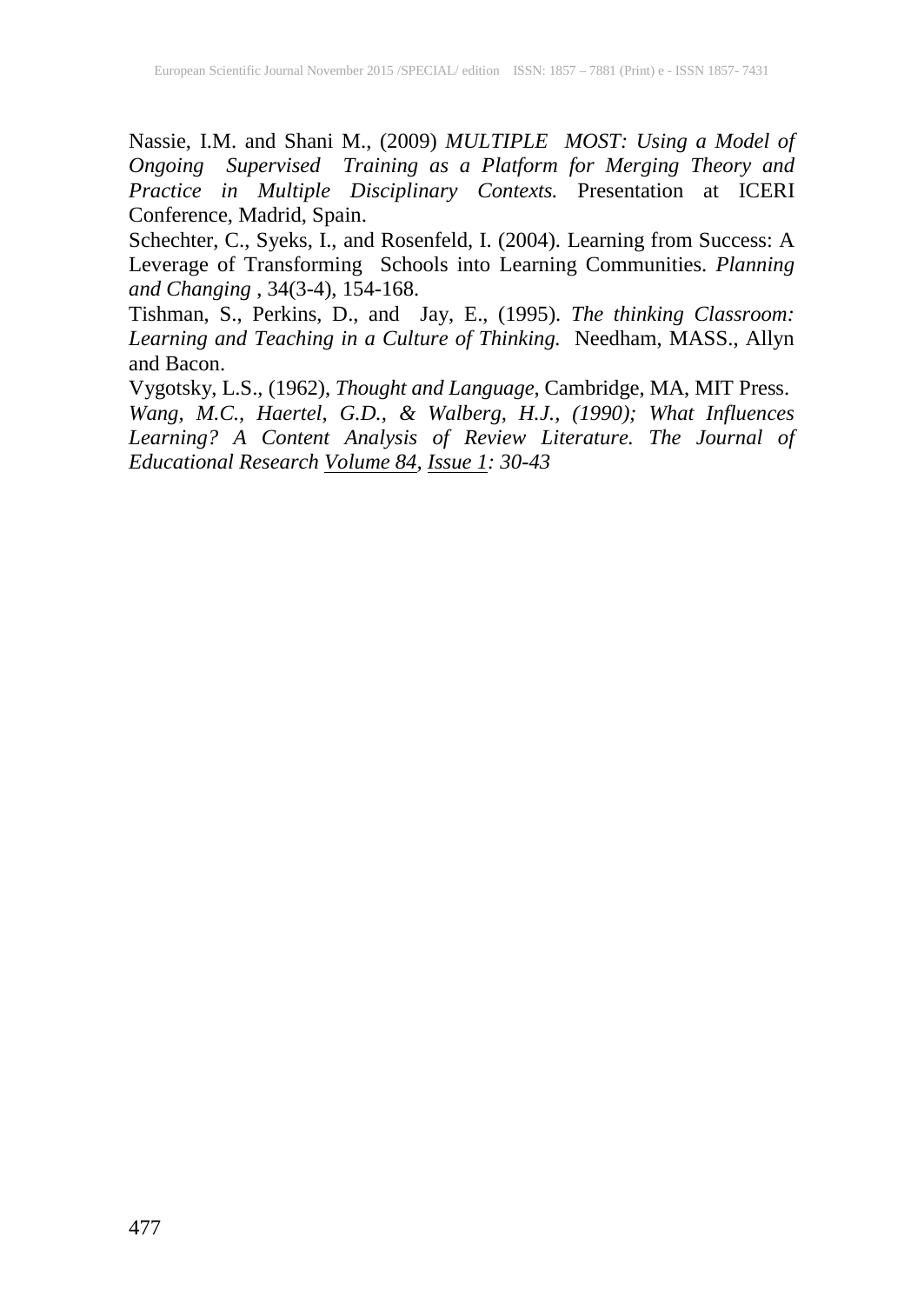Nassie, I.M. and Shani M., (2009) *MULTIPLE MOST: Using a Model of Ongoing Supervised Training as a Platform for Merging Theory and Practice in Multiple Disciplinary Contexts.* Presentation at ICERI Conference, Madrid, Spain.

Schechter, C., Syeks, I., and Rosenfeld, I. (2004). Learning from Success: A Leverage of Transforming Schools into Learning Communities. *Planning and Changing* , 34(3-4), 154-168.

Tishman, S., Perkins, D., and Jay, E., (1995). *The thinking Classroom: Learning and Teaching in a Culture of Thinking.* Needham, MASS., Allyn and Bacon.

Vygotsky, L.S., (1962), *Thought and Language*, Cambridge, MA, MIT Press.

*Wang, M.C., Haertel, G.D., & Walberg, H.J., (1990); What Influences Learning? A Content Analysis of Review Literature. The Journal of Educational Research Volume 84, Issue 1: 30-43*